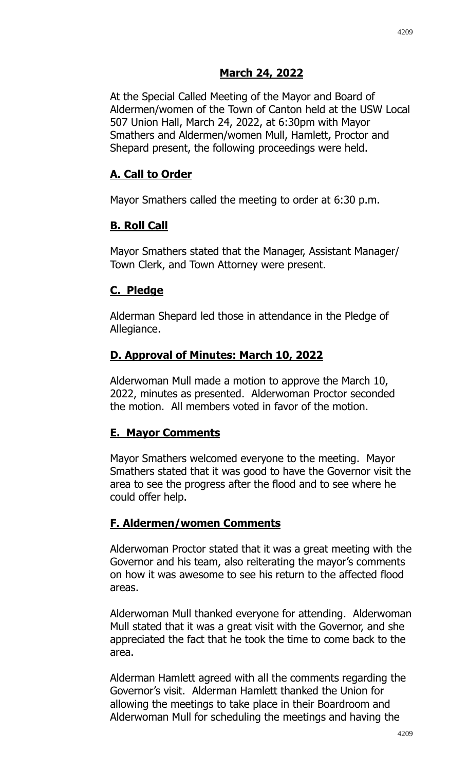## March 24, 2022

At the Special Called Meeting of the Mayor and Board of Aldermen/women of the Town of Canton held at the USW Local 507 Union Hall, March 24, 2022, at 6:30pm with Mayor Smathers and Aldermen/women Mull, Hamlett, Proctor and Shepard present, the following proceedings were held.

### A. Call to Order

Mayor Smathers called the meeting to order at 6:30 p.m.

### B. Roll Call

Mayor Smathers stated that the Manager, Assistant Manager/ Town Clerk, and Town Attorney were present.

### C. Pledge

Alderman Shepard led those in attendance in the Pledge of Allegiance.

### D. Approval of Minutes: March 10, 2022

Alderwoman Mull made a motion to approve the March 10, 2022, minutes as presented. Alderwoman Proctor seconded the motion. All members voted in favor of the motion.

### E. Mayor Comments

Mayor Smathers welcomed everyone to the meeting. Mayor Smathers stated that it was good to have the Governor visit the area to see the progress after the flood and to see where he could offer help.

### F. Aldermen/women Comments

Alderwoman Proctor stated that it was a great meeting with the Governor and his team, also reiterating the mayor's comments on how it was awesome to see his return to the affected flood areas.

Alderwoman Mull thanked everyone for attending. Alderwoman Mull stated that it was a great visit with the Governor, and she appreciated the fact that he took the time to come back to the area.

Alderman Hamlett agreed with all the comments regarding the Governor's visit. Alderman Hamlett thanked the Union for allowing the meetings to take place in their Boardroom and Alderwoman Mull for scheduling the meetings and having the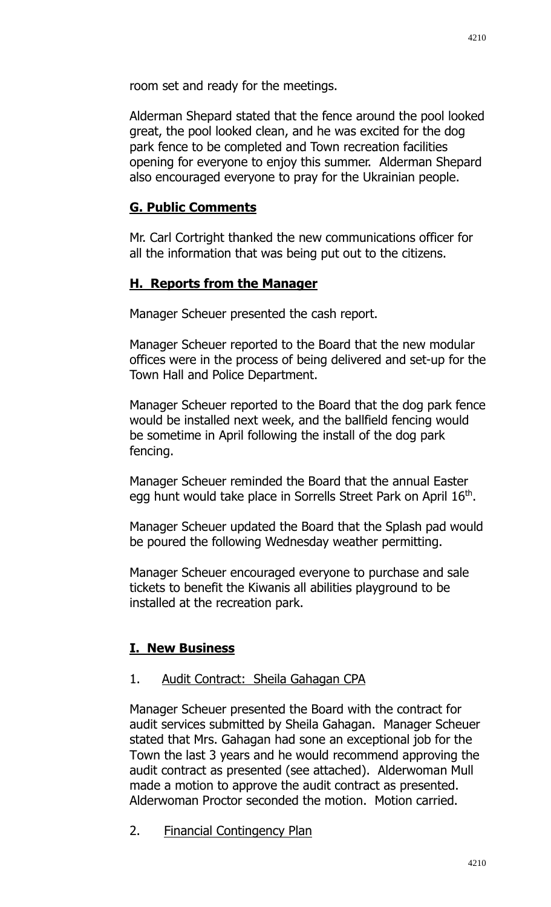room set and ready for the meetings.

Alderman Shepard stated that the fence around the pool looked great, the pool looked clean, and he was excited for the dog park fence to be completed and Town recreation facilities opening for everyone to enjoy this summer. Alderman Shepard also encouraged everyone to pray for the Ukrainian people.

## G. Public Comments

Mr. Carl Cortright thanked the new communications officer for all the information that was being put out to the citizens.

## H. Reports from the Manager

Manager Scheuer presented the cash report.

Manager Scheuer reported to the Board that the new modular offices were in the process of being delivered and set-up for the Town Hall and Police Department.

Manager Scheuer reported to the Board that the dog park fence would be installed next week, and the ballfield fencing would be sometime in April following the install of the dog park fencing.

Manager Scheuer reminded the Board that the annual Easter egg hunt would take place in Sorrells Street Park on April 16th.

Manager Scheuer updated the Board that the Splash pad would be poured the following Wednesday weather permitting.

Manager Scheuer encouraged everyone to purchase and sale tickets to benefit the Kiwanis all abilities playground to be installed at the recreation park.

## I. New Business

1. Audit Contract: Sheila Gahagan CPA

Manager Scheuer presented the Board with the contract for audit services submitted by Sheila Gahagan. Manager Scheuer stated that Mrs. Gahagan had sone an exceptional job for the Town the last 3 years and he would recommend approving the audit contract as presented (see attached). Alderwoman Mull made a motion to approve the audit contract as presented. Alderwoman Proctor seconded the motion. Motion carried.

2. Financial Contingency Plan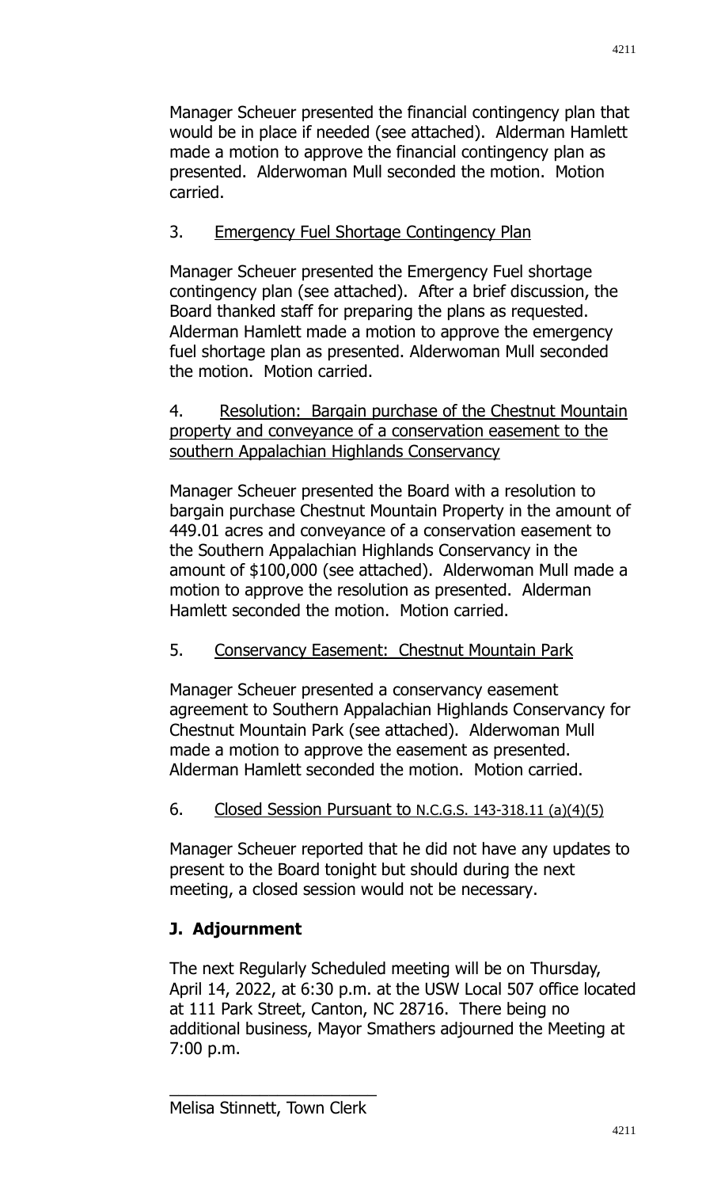Manager Scheuer presented the financial contingency plan that would be in place if needed (see attached). Alderman Hamlett made a motion to approve the financial contingency plan as presented. Alderwoman Mull seconded the motion. Motion carried.

3. Emergency Fuel Shortage Contingency Plan

Manager Scheuer presented the Emergency Fuel shortage contingency plan (see attached). After a brief discussion, the Board thanked staff for preparing the plans as requested. Alderman Hamlett made a motion to approve the emergency fuel shortage plan as presented. Alderwoman Mull seconded the motion. Motion carried.

4. Resolution: Bargain purchase of the Chestnut Mountain property and conveyance of a conservation easement to the southern Appalachian Highlands Conservancy

Manager Scheuer presented the Board with a resolution to bargain purchase Chestnut Mountain Property in the amount of 449.01 acres and conveyance of a conservation easement to the Southern Appalachian Highlands Conservancy in the amount of $100,000 (see attached). Alderwoman Mull made a motion to approve the resolution as presented. Alderman Hamlett seconded the motion. Motion carried.

5. Conservancy Easement: Chestnut Mountain Park

Manager Scheuer presented a conservancy easement agreement to Southern Appalachian Highlands Conservancy for Chestnut Mountain Park (see attached). Alderwoman Mull made a motion to approve the easement as presented. Alderman Hamlett seconded the motion. Motion carried.

6. Closed Session Pursuant to N.C.G.S. 143-318.11 (a)(4)(5)

Manager Scheuer reported that he did not have any updates to present to the Board tonight but should during the next meeting, a closed session would not be necessary.

## J. Adjournment

The next Regularly Scheduled meeting will be on Thursday, April 14, 2022, at 6:30 p.m. at the USW Local 507 office located at 111 Park Street, Canton, NC 28716. There being no additional business, Mayor Smathers adjourned the Meeting at 7:00 p.m.

\_\_\_\_\_\_\_\_\_\_\_\_\_\_\_\_\_\_\_\_\_\_\_\_

Melisa Stinnett, Town Clerk